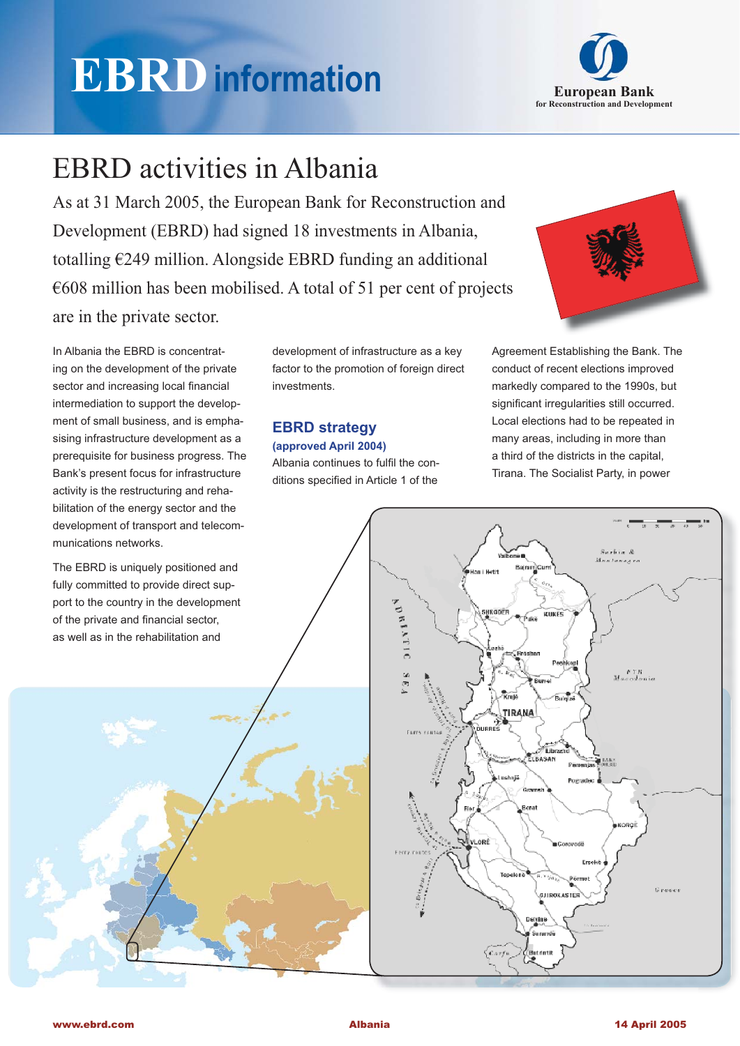# EBRD information

# EBRD activities in Albania

As at 31 March 2005, the European Bank for Reconstruction and Development (EBRD) had signed 18 investments in Albania, totalling €249 million. Alongside EBRD funding an additional €608 million has been mobilised. A total of 51 per cent of projects are in the private sector.

In Albania the EBRD is concentrating on the development of the private sector and increasing local financial intermediation to support the development of small business, and is emphasising infrastructure development as a prerequisite for business progress. The Bank's present focus for infrastructure activity is the restructuring and rehabilitation of the energy sector and the development of transport and telecommunications networks.

The EBRD is uniquely positioned and fully committed to provide direct support to the country in the development of the private and financial sector, as well as in the rehabilitation and development of infrastructure as a key factor to the promotion of foreign direct investments.

## EBRD strategy

**(approved April 2004)**

Albania continues to fulfil the conditions specified in Article 1 of the Agreement Establishing the Bank. The conduct of recent elections improved markedly compared to the 1990s, but significant irregularities still occurred. Local elections had to be repeated in many areas, including in more than a third of the districts in the capital, Tirana. The Socialist Party, in power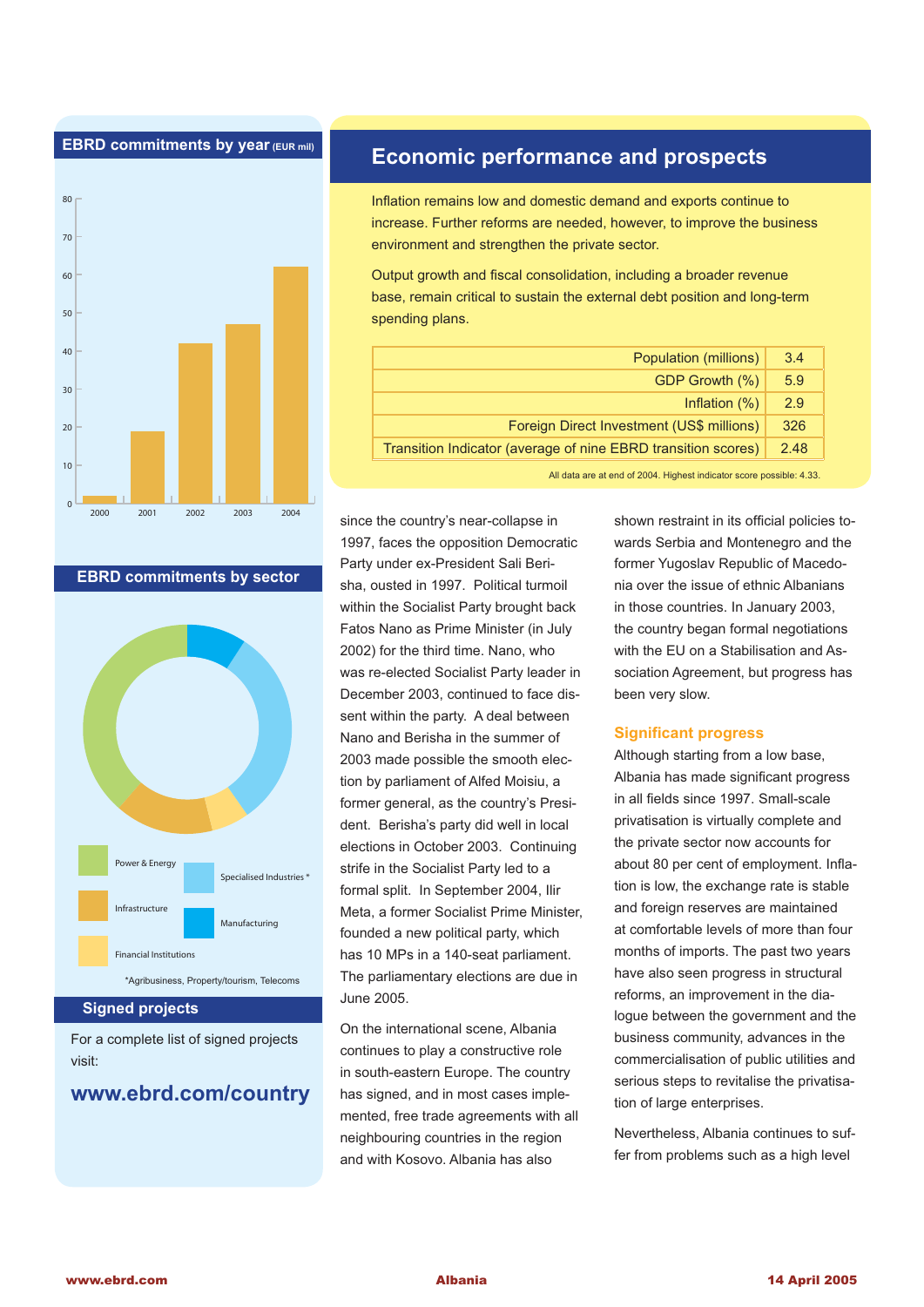## EBRD commitments by year (EUR mil)

80
70
60
50
40
30
20
10
0

2000 2001 2002 2003 2004

## EBRD commitments by sector

Power & Energy
Infrastructure
Financial Institutions
Specialised Industries *
Manufacturing

*Agribusiness, Property/tourism, Telecoms

## Signed projects

For a complete list of signed projects visit:

**www.ebrd.com/country**

## Economic performance and prospects

Inflation remains low and domestic demand and exports continue to increase. Further reforms are needed, however, to improve the business environment and strengthen the private sector.

Output growth and fiscal consolidation, including a broader revenue base, remain critical to sustain the external debt position and long-term spending plans.

| | |
|---|---|
| Population (millions) | 3.4 |
| GDP Growth (%) | 5.9 |
| Inflation (%) | 2.9 |
| Foreign Direct Investment (US$ millions) | 326 |
| Transition Indicator (average of nine EBRD transition scores) | 2.48 |

All data are at end of 2004. Highest indicator score possible: 4.33.

since the country's near-collapse in 1997, faces the opposition Democratic Party under ex-President Sali Berisha, ousted in 1997. Political turmoil within the Socialist Party brought back Fatos Nano as Prime Minister (in July 2002) for the third time. Nano, who was re-elected Socialist Party leader in December 2003, continued to face dissent within the party. A deal between Nano and Berisha in the summer of 2003 made possible the smooth election by parliament of Alfed Moisiu, a former general, as the country's President. Berisha's party did well in local elections in October 2003. Continuing strife in the Socialist Party led to a formal split. In September 2004, Ilir Meta, a former Socialist Prime Minister, founded a new political party, which has 10 MPs in a 140-seat parliament. The parliamentary elections are due in June 2005.

On the international scene, Albania continues to play a constructive role in south-eastern Europe. The country has signed, and in most cases implemented, free trade agreements with all neighbouring countries in the region and with Kosovo. Albania has also shown restraint in its official policies towards Serbia and Montenegro and the former Yugoslav Republic of Macedonia over the issue of ethnic Albanians in those countries. In January 2003, the country began formal negotiations with the EU on a Stabilisation and Association Agreement, but progress has been very slow.

### Significant progress

Although starting from a low base, Albania has made significant progress in all fields since 1997. Small-scale privatisation is virtually complete and the private sector now accounts for about 80 per cent of employment. Inflation is low, the exchange rate is stable and foreign reserves are maintained at comfortable levels of more than four months of imports. The past two years have also seen progress in structural reforms, an improvement in the dialogue between the government and the business community, advances in the commercialisation of public utilities and serious steps to revitalise the privatisation of large enterprises.

Nevertheless, Albania continues to suffer from problems such as a high level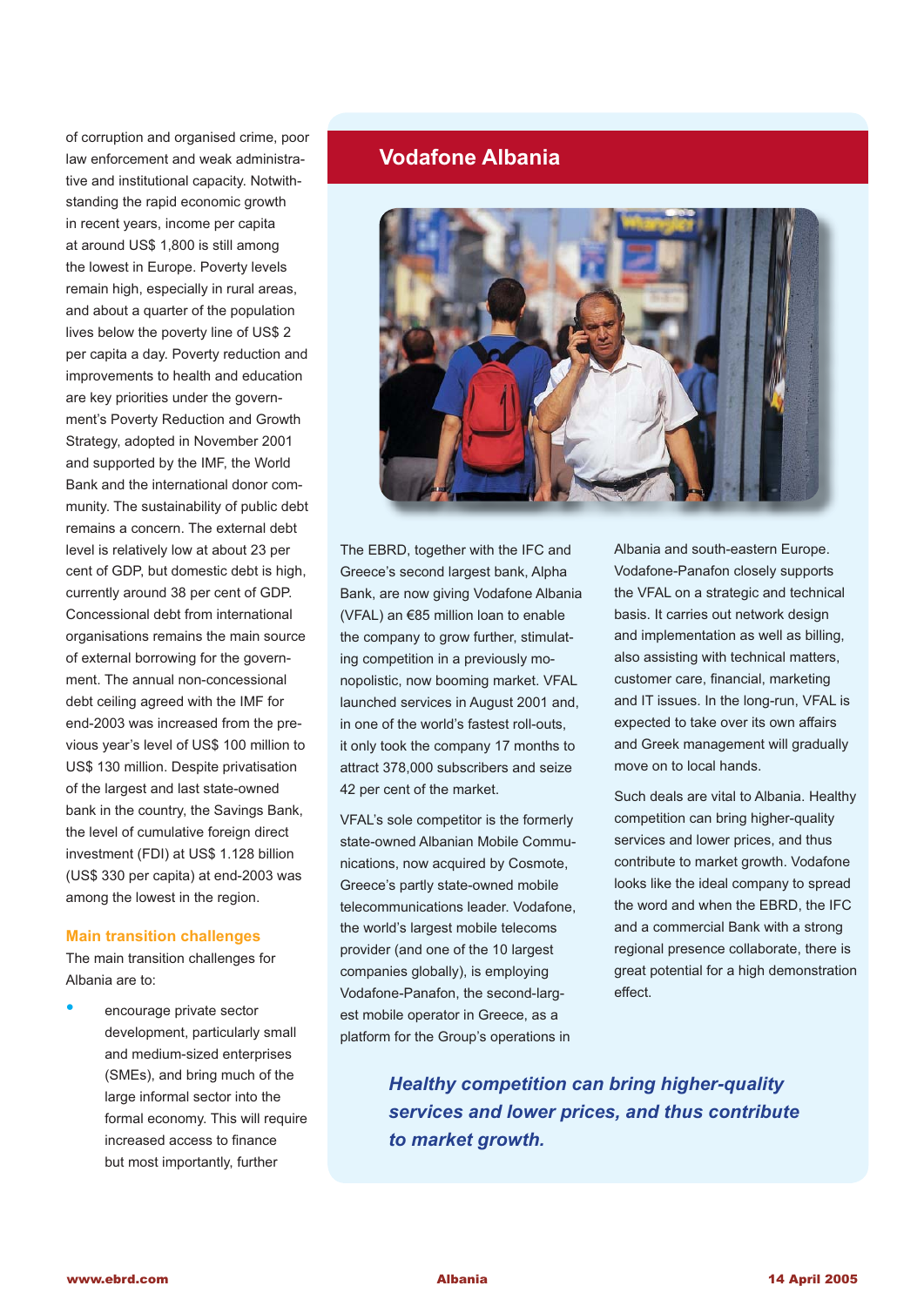of corruption and organised crime, poor law enforcement and weak administrative and institutional capacity. Notwithstanding the rapid economic growth in recent years, income per capita at around US$ 1,800 is still among the lowest in Europe. Poverty levels remain high, especially in rural areas, and about a quarter of the population lives below the poverty line of US$ 2 per capita a day. Poverty reduction and improvements to health and education are key priorities under the government's Poverty Reduction and Growth Strategy, adopted in November 2001 and supported by the IMF, the World Bank and the international donor community. The sustainability of public debt remains a concern. The external debt level is relatively low at about 23 per cent of GDP, but domestic debt is high, currently around 38 per cent of GDP. Concessional debt from international organisations remains the main source of external borrowing for the government. The annual non-concessional debt ceiling agreed with the IMF for end-2003 was increased from the previous year's level of US$ 100 million to US$ 130 million. Despite privatisation of the largest and last state-owned bank in the country, the Savings Bank, the level of cumulative foreign direct investment (FDI) at US$ 1.128 billion (US$ 330 per capita) at end-2003 was among the lowest in the region.

## Main transition challenges

The main transition challenges for Albania are to:

- encourage private sector development, particularly small and medium-sized enterprises (SMEs), and bring much of the large informal sector into the formal economy. This will require increased access to finance but most importantly, further

## Vodafone Albania

The EBRD, together with the IFC and Greece's second largest bank, Alpha Bank, are now giving Vodafone Albania (VFAL) an €85 million loan to enable the company to grow further, stimulating competition in a previously monopolistic, now booming market. VFAL launched services in August 2001 and, in one of the world's fastest roll-outs, it only took the company 17 months to attract 378,000 subscribers and seize 42 per cent of the market.

VFAL's sole competitor is the formerly state-owned Albanian Mobile Communications, now acquired by Cosmote, Greece's partly state-owned mobile telecommunications leader. Vodafone, the world's largest mobile telecoms provider (and one of the 10 largest companies globally), is employing Vodafone-Panafon, the second-largest mobile operator in Greece, as a platform for the Group's operations in Albania and south-eastern Europe. Vodafone-Panafon closely supports the VFAL on a strategic and technical basis. It carries out network design and implementation as well as billing, also assisting with technical matters, customer care, financial, marketing and IT issues. In the long-run, VFAL is expected to take over its own affairs and Greek management will gradually move on to local hands.

Such deals are vital to Albania. Healthy competition can bring higher-quality services and lower prices, and thus contribute to market growth. Vodafone looks like the ideal company to spread the word and when the EBRD, the IFC and a commercial Bank with a strong regional presence collaborate, there is great potential for a high demonstration effect.

***Healthy competition can bring higher-quality services and lower prices, and thus contribute to market growth.***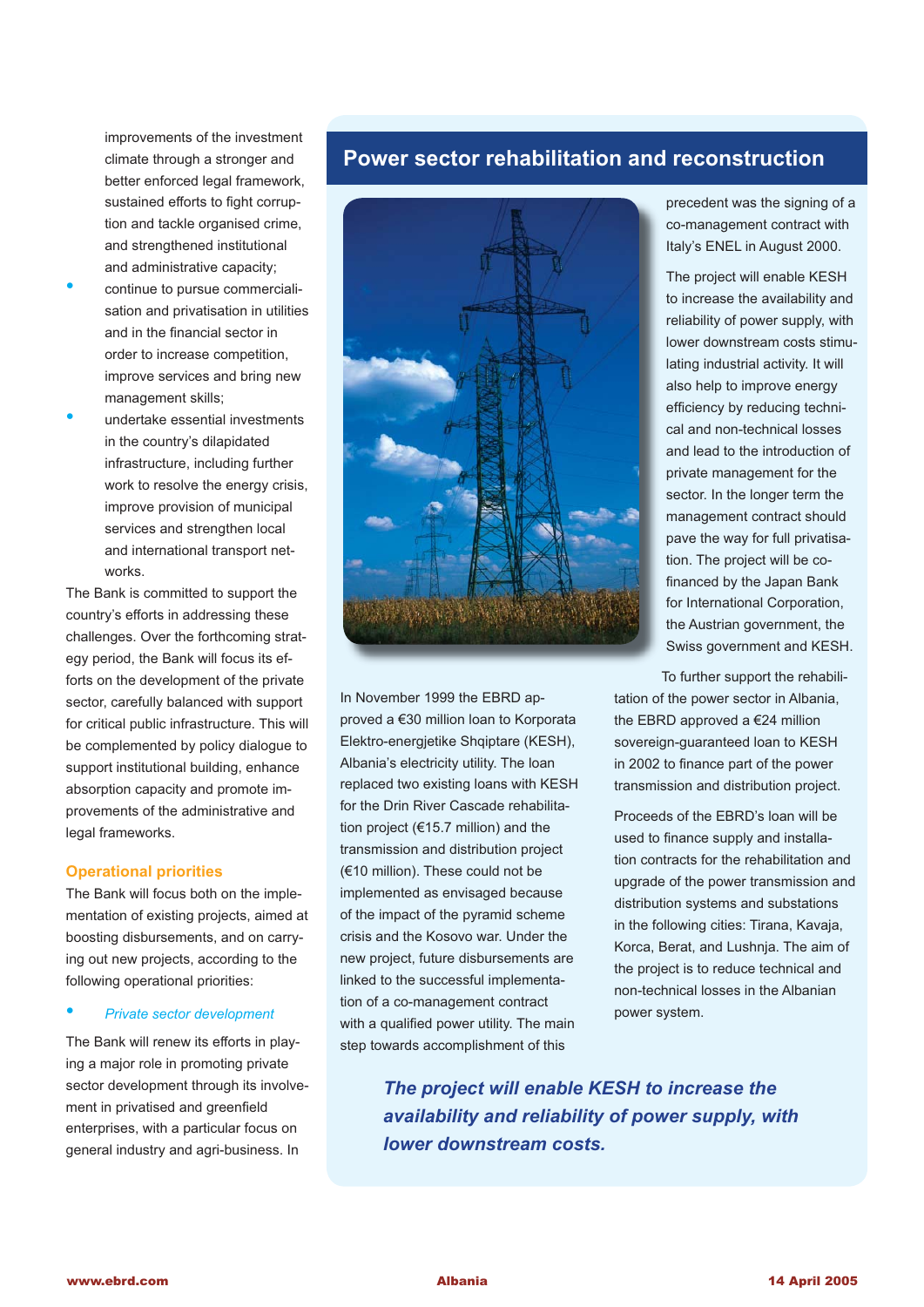improvements of the investment climate through a stronger and better enforced legal framework, sustained efforts to fight corruption and tackle organised crime, and strengthened institutional and administrative capacity;

- continue to pursue commercialisation and privatisation in utilities and in the financial sector in order to increase competition, improve services and bring new management skills;
- undertake essential investments in the country's dilapidated infrastructure, including further work to resolve the energy crisis, improve provision of municipal services and strengthen local and international transport networks.

The Bank is committed to support the country's efforts in addressing these challenges. Over the forthcoming strategy period, the Bank will focus its efforts on the development of the private sector, carefully balanced with support for critical public infrastructure. This will be complemented by policy dialogue to support institutional building, enhance absorption capacity and promote improvements of the administrative and legal frameworks.

### Operational priorities

The Bank will focus both on the implementation of existing projects, aimed at boosting disbursements, and on carrying out new projects, according to the following operational priorities:

- *Private sector development*

The Bank will renew its efforts in playing a major role in promoting private sector development through its involvement in privatised and greenfield enterprises, with a particular focus on general industry and agri-business. In

## Power sector rehabilitation and reconstruction

In November 1999 the EBRD approved a €30 million loan to Korporata Elektro-energjetike Shqiptare (KESH), Albania's electricity utility. The loan replaced two existing loans with KESH for the Drin River Cascade rehabilitation project (€15.7 million) and the transmission and distribution project (€10 million). These could not be implemented as envisaged because of the impact of the pyramid scheme crisis and the Kosovo war. Under the new project, future disbursements are linked to the successful implementation of a co-management contract with a qualified power utility. The main step towards accomplishment of this precedent was the signing of a co-management contract with Italy's ENEL in August 2000.

The project will enable KESH to increase the availability and reliability of power supply, with lower downstream costs stimulating industrial activity. It will also help to improve energy efficiency by reducing technical and non-technical losses and lead to the introduction of private management for the sector. In the longer term the management contract should pave the way for full privatisation. The project will be co-financed by the Japan Bank for International Corporation, the Austrian government, the Swiss government and KESH.

To further support the rehabilitation of the power sector in Albania, the EBRD approved a €24 million sovereign-guaranteed loan to KESH in 2002 to finance part of the power transmission and distribution project.

Proceeds of the EBRD's loan will be used to finance supply and installation contracts for the rehabilitation and upgrade of the power transmission and distribution systems and substations in the following cities: Tirana, Kavaja, Korca, Berat, and Lushnja. The aim of the project is to reduce technical and non-technical losses in the Albanian power system.

***The project will enable KESH to increase the availability and reliability of power supply, with lower downstream costs.***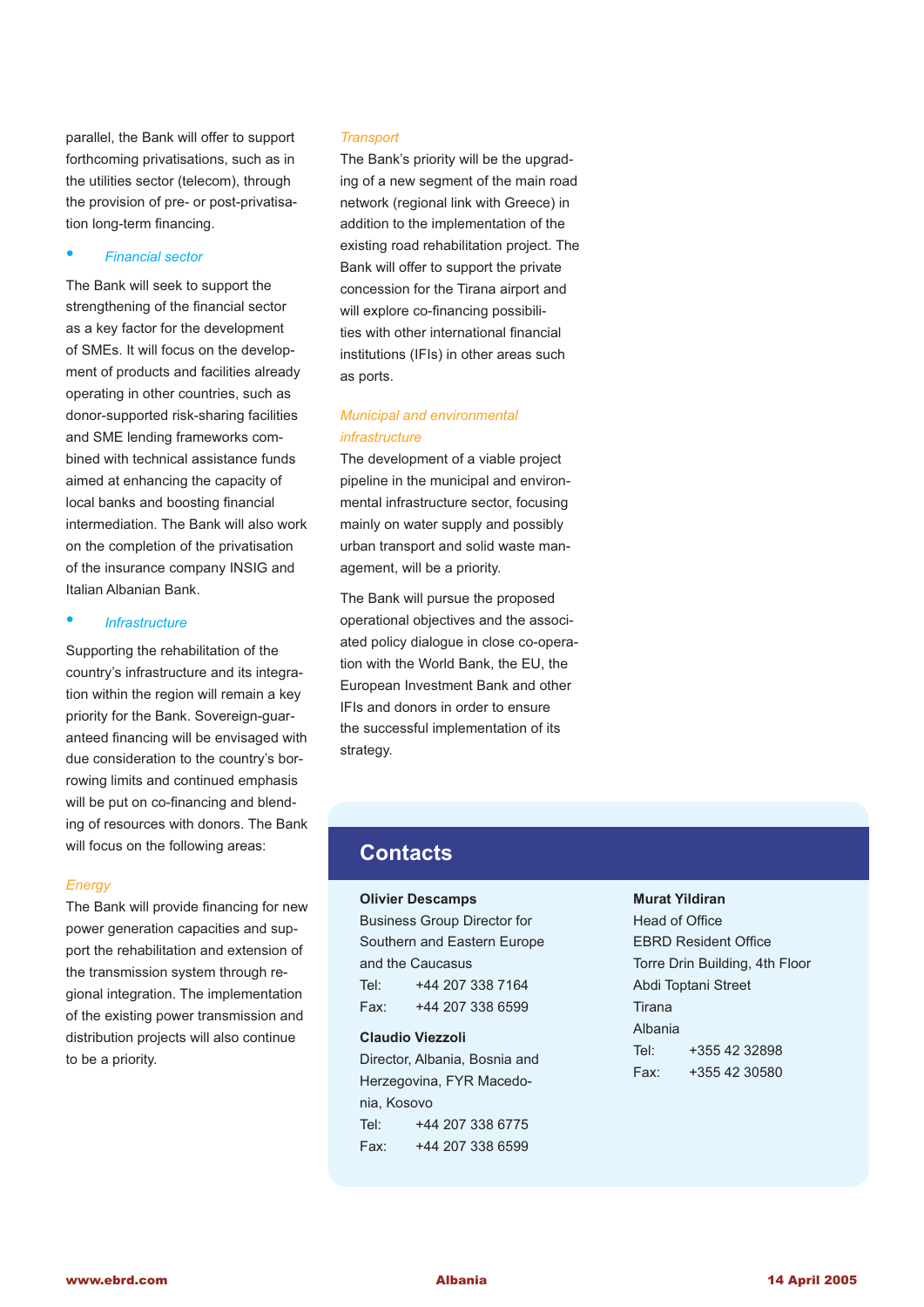parallel, the Bank will offer to support forthcoming privatisations, such as in the utilities sector (telecom), through the provision of pre- or post-privatisation long-term financing.

- *Financial sector*

The Bank will seek to support the strengthening of the financial sector as a key factor for the development of SMEs. It will focus on the development of products and facilities already operating in other countries, such as donor-supported risk-sharing facilities and SME lending frameworks combined with technical assistance funds aimed at enhancing the capacity of local banks and boosting financial intermediation. The Bank will also work on the completion of the privatisation of the insurance company INSIG and Italian Albanian Bank.

- *Infrastructure*

Supporting the rehabilitation of the country's infrastructure and its integration within the region will remain a key priority for the Bank. Sovereign-guaranteed financing will be envisaged with due consideration to the country's borrowing limits and continued emphasis will be put on co-financing and blending of resources with donors. The Bank will focus on the following areas:

*Energy*

The Bank will provide financing for new power generation capacities and support the rehabilitation and extension of the transmission system through regional integration. The implementation of the existing power transmission and distribution projects will also continue to be a priority.

*Transport*

The Bank's priority will be the upgrading of a new segment of the main road network (regional link with Greece) in addition to the implementation of the existing road rehabilitation project. The Bank will offer to support the private concession for the Tirana airport and will explore co-financing possibilities with other international financial institutions (IFIs) in other areas such as ports.

*Municipal and environmental infrastructure*

The development of a viable project pipeline in the municipal and environmental infrastructure sector, focusing mainly on water supply and possibly urban transport and solid waste management, will be a priority.

The Bank will pursue the proposed operational objectives and the associated policy dialogue in close co-operation with the World Bank, the EU, the European Investment Bank and other IFIs and donors in order to ensure the successful implementation of its strategy.

## Contacts

**Olivier Descamps**
Business Group Director for Southern and Eastern Europe and the Caucasus
Tel: +44 207 338 7164
Fax: +44 207 338 6599

**Claudio Viezzoli**
Director, Albania, Bosnia and Herzegovina, FYR Macedonia, Kosovo
Tel: +44 207 338 6775
Fax: +44 207 338 6599

**Murat Yildiran**
Head of Office
EBRD Resident Office
Torre Drin Building, 4th Floor
Abdi Toptani Street
Tirana
Albania
Tel: +355 42 32898
Fax: +355 42 30580